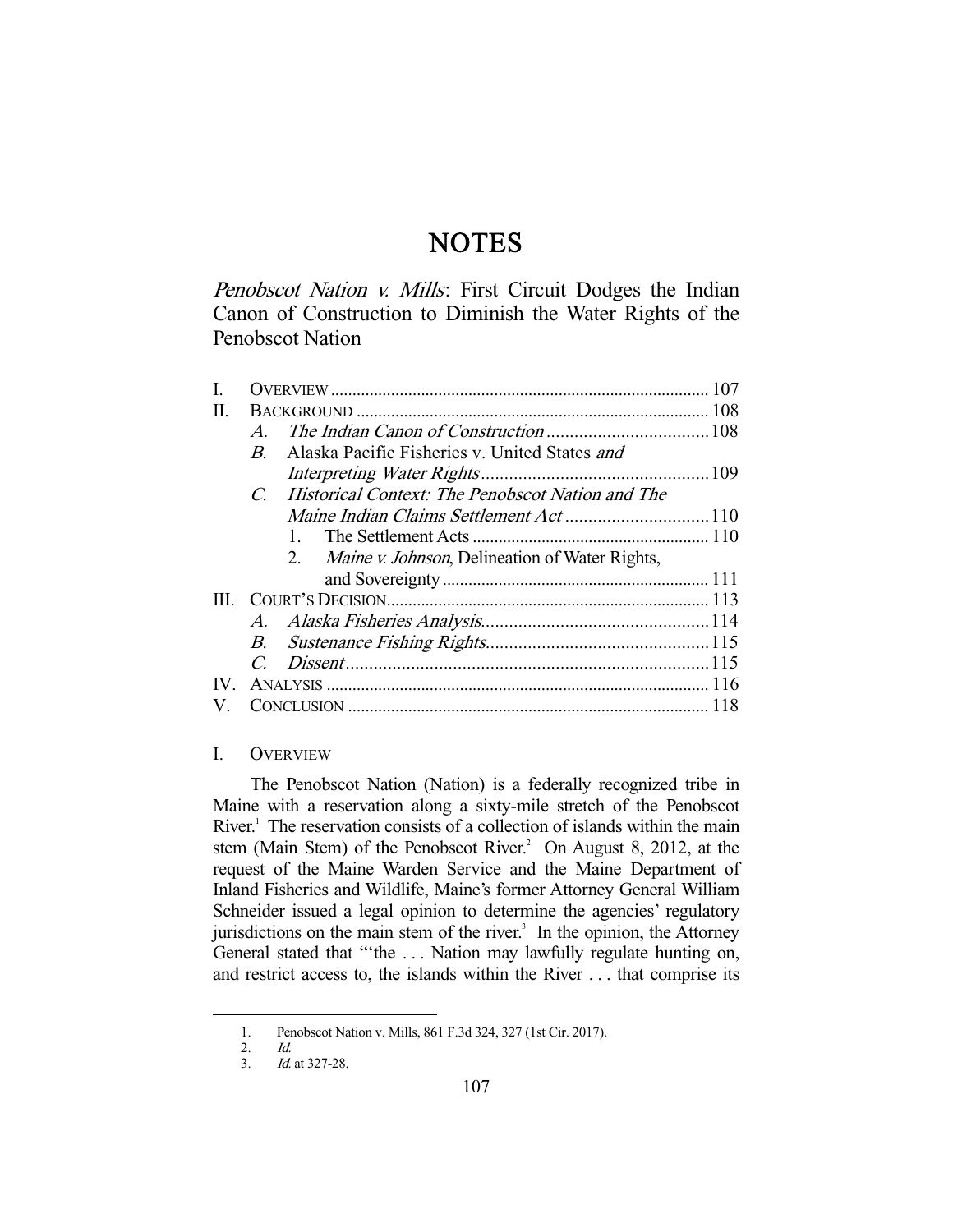# NOTES

## *Penobscot Nation v. Mills*: First Circuit Dodges the Indian Canon of Construction to Diminish the Water Rights of the Penobscot Nation

| | | |
|---|---|---|
| I. | OVERVIEW | 107 |
| II. | BACKGROUND | 108 |
| | A. *The Indian Canon of Construction* | 108 |
| | B. Alaska Pacific Fisheries v. United States *and Interpreting Water Rights* | 109 |
| | C. *Historical Context: The Penobscot Nation and The Maine Indian Claims Settlement Act* | 110 |
| | 1. The Settlement Acts | 110 |
| | 2. *Maine v. Johnson*, Delineation of Water Rights, and Sovereignty | 111 |
| III. | COURT'S DECISION | 113 |
| | A. *Alaska Fisheries Analysis* | 114 |
| | B. *Sustenance Fishing Rights* | 115 |
| | C. *Dissent* | 115 |
| IV. | ANALYSIS | 116 |
| V. | CONCLUSION | 118 |

### I. OVERVIEW

The Penobscot Nation (Nation) is a federally recognized tribe in Maine with a reservation along a sixty-mile stretch of the Penobscot River.[1] The reservation consists of a collection of islands within the main stem (Main Stem) of the Penobscot River.[2] On August 8, 2012, at the request of the Maine Warden Service and the Maine Department of Inland Fisheries and Wildlife, Maine's former Attorney General William Schneider issued a legal opinion to determine the agencies' regulatory jurisdictions on the main stem of the river.[3] In the opinion, the Attorney General stated that "'the . . . Nation may lawfully regulate hunting on, and restrict access to, the islands within the River . . . that comprise its

1. Penobscot Nation v. Mills, 861 F.3d 324, 327 (1st Cir. 2017).
2. *Id.*
3. *Id.* at 327-28.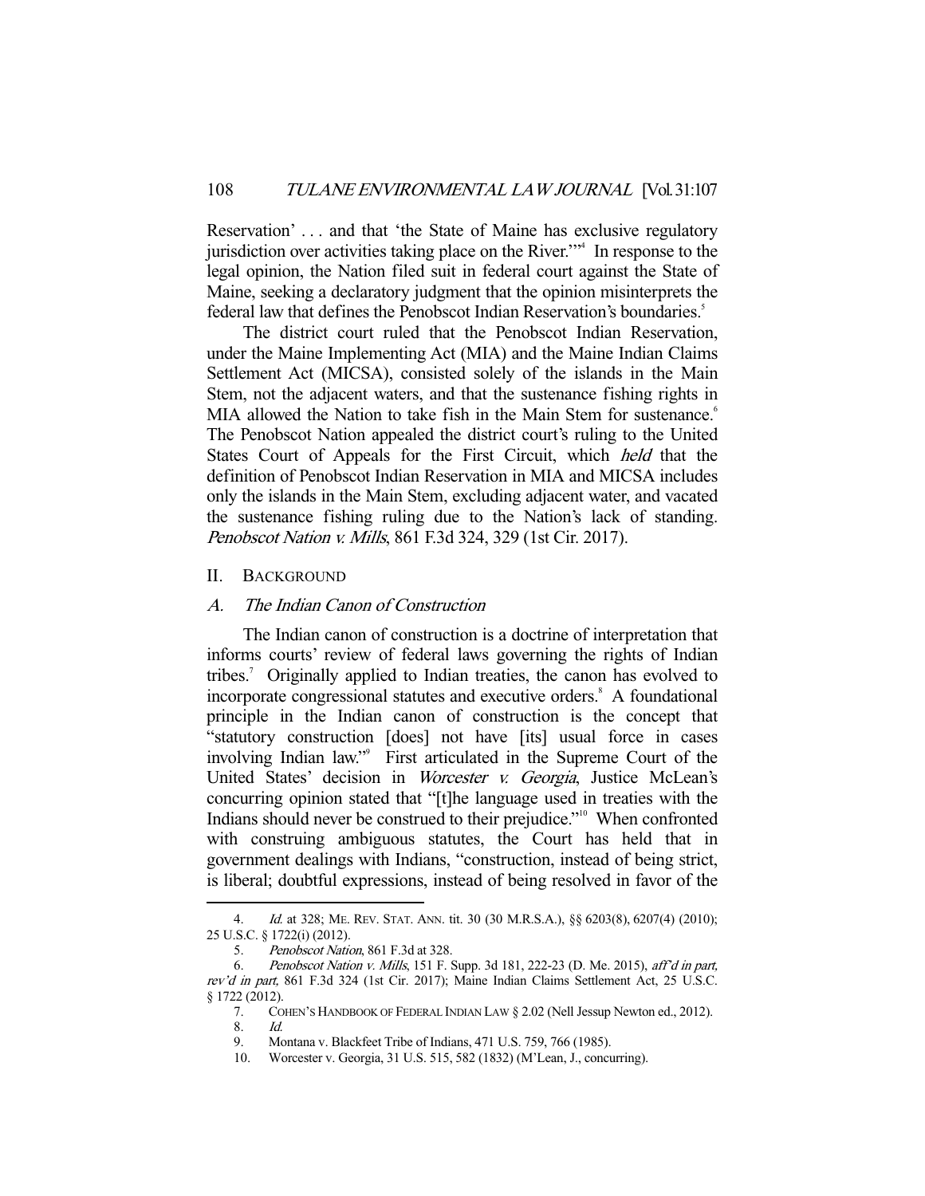Reservation' . . . and that 'the State of Maine has exclusive regulatory jurisdiction over activities taking place on the River.'"[4] In response to the legal opinion, the Nation filed suit in federal court against the State of Maine, seeking a declaratory judgment that the opinion misinterprets the federal law that defines the Penobscot Indian Reservation's boundaries.[5]

The district court ruled that the Penobscot Indian Reservation, under the Maine Implementing Act (MIA) and the Maine Indian Claims Settlement Act (MICSA), consisted solely of the islands in the Main Stem, not the adjacent waters, and that the sustenance fishing rights in MIA allowed the Nation to take fish in the Main Stem for sustenance.[6] The Penobscot Nation appealed the district court's ruling to the United States Court of Appeals for the First Circuit, which *held* that the definition of Penobscot Indian Reservation in MIA and MICSA includes only the islands in the Main Stem, excluding adjacent water, and vacated the sustenance fishing ruling due to the Nation's lack of standing. *Penobscot Nation v. Mills*, 861 F.3d 324, 329 (1st Cir. 2017).

## II. Background

### A. The Indian Canon of Construction

The Indian canon of construction is a doctrine of interpretation that informs courts' review of federal laws governing the rights of Indian tribes.[7] Originally applied to Indian treaties, the canon has evolved to incorporate congressional statutes and executive orders.[8] A foundational principle in the Indian canon of construction is the concept that "statutory construction [does] not have [its] usual force in cases involving Indian law."[9] First articulated in the Supreme Court of the United States' decision in *Worcester v. Georgia*, Justice McLean's concurring opinion stated that "[t]he language used in treaties with the Indians should never be construed to their prejudice."[10] When confronted with construing ambiguous statutes, the Court has held that in government dealings with Indians, "construction, instead of being strict, is liberal; doubtful expressions, instead of being resolved in favor of the

---

4. *Id.* at 328; ME. REV. STAT. ANN. tit. 30 (30 M.R.S.A.), §§ 6203(8), 6207(4) (2010); 25 U.S.C. § 1722(i) (2012).

5. *Penobscot Nation*, 861 F.3d at 328.

6. *Penobscot Nation v. Mills*, 151 F. Supp. 3d 181, 222-23 (D. Me. 2015), *aff'd in part, rev'd in part,* 861 F.3d 324 (1st Cir. 2017); Maine Indian Claims Settlement Act, 25 U.S.C. § 1722 (2012).

7. COHEN'S HANDBOOK OF FEDERAL INDIAN LAW § 2.02 (Nell Jessup Newton ed., 2012).

8. *Id.*

9. Montana v. Blackfeet Tribe of Indians, 471 U.S. 759, 766 (1985).

10. Worcester v. Georgia, 31 U.S. 515, 582 (1832) (M'Lean, J., concurring).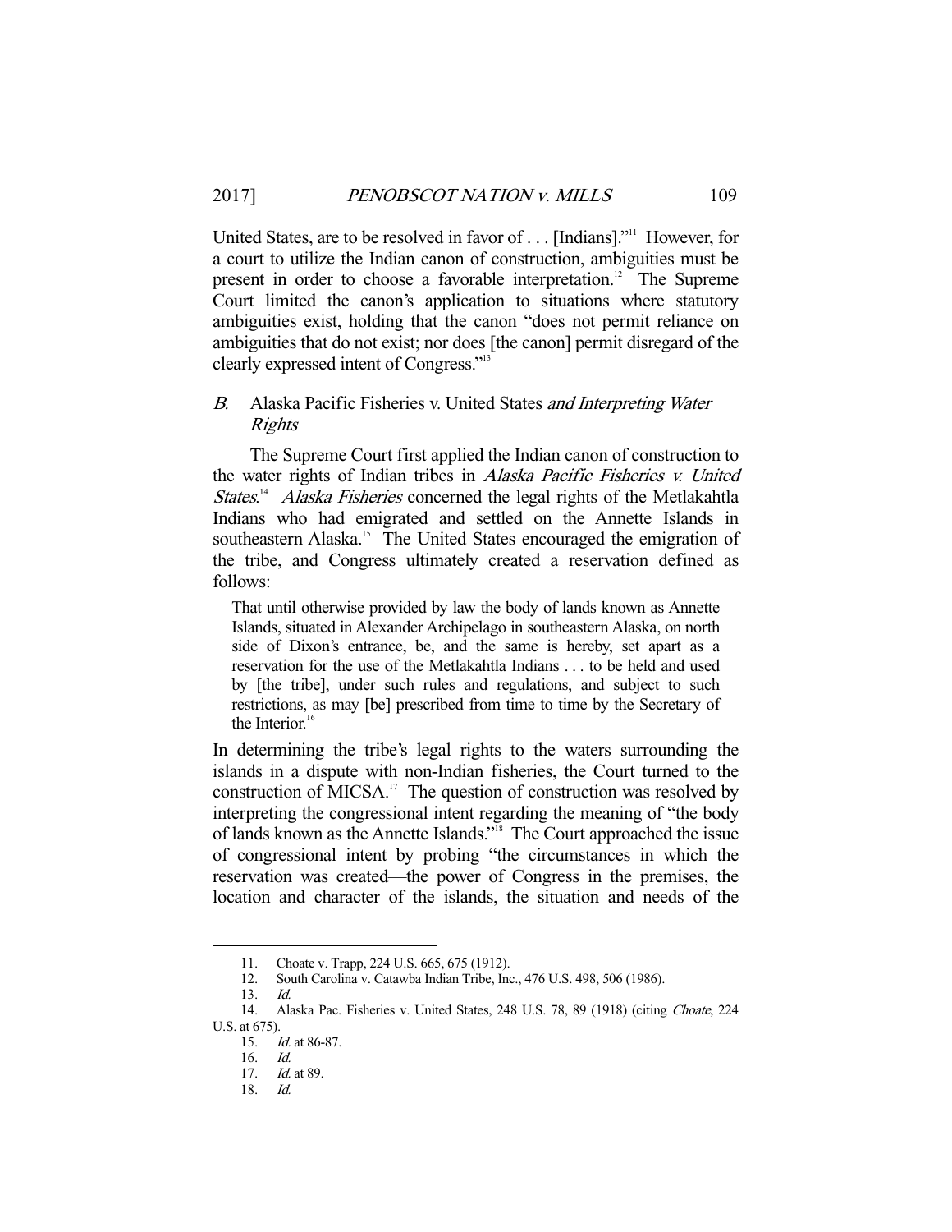United States, are to be resolved in favor of . . . [Indians]."[11] However, for a court to utilize the Indian canon of construction, ambiguities must be present in order to choose a favorable interpretation.[12] The Supreme Court limited the canon's application to situations where statutory ambiguities exist, holding that the canon "does not permit reliance on ambiguities that do not exist; nor does [the canon] permit disregard of the clearly expressed intent of Congress."[13]

### *B.* Alaska Pacific Fisheries v. United States *and Interpreting Water Rights*

The Supreme Court first applied the Indian canon of construction to the water rights of Indian tribes in *Alaska Pacific Fisheries v. United States*.[14] *Alaska Fisheries* concerned the legal rights of the Metlakahtla Indians who had emigrated and settled on the Annette Islands in southeastern Alaska.[15] The United States encouraged the emigration of the tribe, and Congress ultimately created a reservation defined as follows:

> That until otherwise provided by law the body of lands known as Annette Islands, situated in Alexander Archipelago in southeastern Alaska, on north side of Dixon's entrance, be, and the same is hereby, set apart as a reservation for the use of the Metlakahtla Indians . . . to be held and used by [the tribe], under such rules and regulations, and subject to such restrictions, as may [be] prescribed from time to time by the Secretary of the Interior.[16]

In determining the tribe's legal rights to the waters surrounding the islands in a dispute with non-Indian fisheries, the Court turned to the construction of MICSA.[17] The question of construction was resolved by interpreting the congressional intent regarding the meaning of "the body of lands known as the Annette Islands."[18] The Court approached the issue of congressional intent by probing "the circumstances in which the reservation was created—the power of Congress in the premises, the location and character of the islands, the situation and needs of the

---

11. Choate v. Trapp, 224 U.S. 665, 675 (1912).
12. South Carolina v. Catawba Indian Tribe, Inc., 476 U.S. 498, 506 (1986).
13. *Id.*
14. Alaska Pac. Fisheries v. United States, 248 U.S. 78, 89 (1918) (citing *Choate*, 224 U.S. at 675).
15. *Id.* at 86-87.
16. *Id.*
17. *Id.* at 89.
18. *Id.*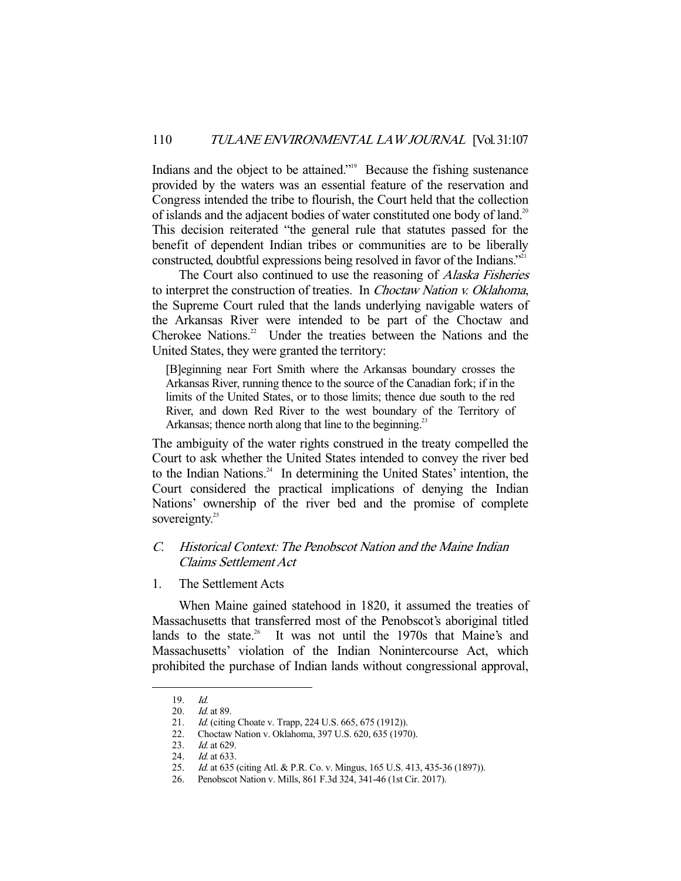Indians and the object to be attained."[19] Because the fishing sustenance provided by the waters was an essential feature of the reservation and Congress intended the tribe to flourish, the Court held that the collection of islands and the adjacent bodies of water constituted one body of land.[20] This decision reiterated "the general rule that statutes passed for the benefit of dependent Indian tribes or communities are to be liberally constructed, doubtful expressions being resolved in favor of the Indians."[21]

The Court also continued to use the reasoning of *Alaska Fisheries* to interpret the construction of treaties. In *Choctaw Nation v. Oklahoma*, the Supreme Court ruled that the lands underlying navigable waters of the Arkansas River were intended to be part of the Choctaw and Cherokee Nations.[22] Under the treaties between the Nations and the United States, they were granted the territory:

> [B]eginning near Fort Smith where the Arkansas boundary crosses the Arkansas River, running thence to the source of the Canadian fork; if in the limits of the United States, or to those limits; thence due south to the red River, and down Red River to the west boundary of the Territory of Arkansas; thence north along that line to the beginning.[23]

The ambiguity of the water rights construed in the treaty compelled the Court to ask whether the United States intended to convey the river bed to the Indian Nations.[24] In determining the United States' intention, the Court considered the practical implications of denying the Indian Nations' ownership of the river bed and the promise of complete sovereignty.[25]

### C. *Historical Context: The Penobscot Nation and the Maine Indian Claims Settlement Act*

#### 1. The Settlement Acts

When Maine gained statehood in 1820, it assumed the treaties of Massachusetts that transferred most of the Penobscot's aboriginal titled lands to the state.[26] It was not until the 1970s that Maine's and Massachusetts' violation of the Indian Nonintercourse Act, which prohibited the purchase of Indian lands without congressional approval,

---

19. *Id.*
20. *Id.* at 89.
21. *Id.* (citing Choate v. Trapp, 224 U.S. 665, 675 (1912)).
22. Choctaw Nation v. Oklahoma, 397 U.S. 620, 635 (1970).
23. *Id.* at 629.
24. *Id.* at 633.
25. *Id.* at 635 (citing Atl. & P.R. Co. v. Mingus, 165 U.S. 413, 435-36 (1897)).
26. Penobscot Nation v. Mills, 861 F.3d 324, 341-46 (1st Cir. 2017).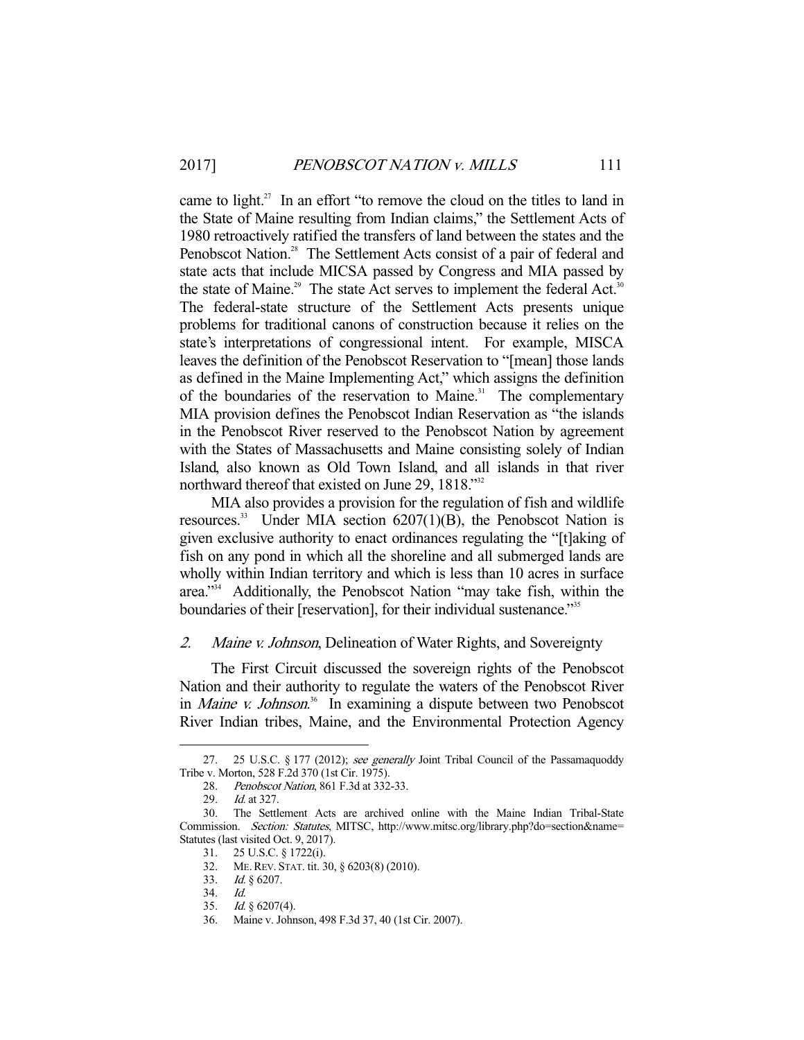came to light.[27] In an effort "to remove the cloud on the titles to land in the State of Maine resulting from Indian claims," the Settlement Acts of 1980 retroactively ratified the transfers of land between the states and the Penobscot Nation.[28] The Settlement Acts consist of a pair of federal and state acts that include MICSA passed by Congress and MIA passed by the state of Maine.[29] The state Act serves to implement the federal Act.[30] The federal-state structure of the Settlement Acts presents unique problems for traditional canons of construction because it relies on the state's interpretations of congressional intent. For example, MISCA leaves the definition of the Penobscot Reservation to "[mean] those lands as defined in the Maine Implementing Act," which assigns the definition of the boundaries of the reservation to Maine.[31] The complementary MIA provision defines the Penobscot Indian Reservation as "the islands in the Penobscot River reserved to the Penobscot Nation by agreement with the States of Massachusetts and Maine consisting solely of Indian Island, also known as Old Town Island, and all islands in that river northward thereof that existed on June 29, 1818."[32]

MIA also provides a provision for the regulation of fish and wildlife resources.[33] Under MIA section 6207(1)(B), the Penobscot Nation is given exclusive authority to enact ordinances regulating the "[t]aking of fish on any pond in which all the shoreline and all submerged lands are wholly within Indian territory and which is less than 10 acres in surface area."[34] Additionally, the Penobscot Nation "may take fish, within the boundaries of their [reservation], for their individual sustenance."[35]

### 2. *Maine v. Johnson*, Delineation of Water Rights, and Sovereignty

The First Circuit discussed the sovereign rights of the Penobscot Nation and their authority to regulate the waters of the Penobscot River in *Maine v. Johnson*.[36] In examining a dispute between two Penobscot River Indian tribes, Maine, and the Environmental Protection Agency

---

27. 25 U.S.C. § 177 (2012); *see generally* Joint Tribal Council of the Passamaquoddy Tribe v. Morton, 528 F.2d 370 (1st Cir. 1975).

28. *Penobscot Nation*, 861 F.3d at 332-33.

29. *Id.* at 327.

30. The Settlement Acts are archived online with the Maine Indian Tribal-State Commission. *Section: Statutes*, MITSC, http://www.mitsc.org/library.php?do=section&name=Statutes (last visited Oct. 9, 2017).

31. 25 U.S.C. § 1722(i).

32. ME. REV. STAT. tit. 30, § 6203(8) (2010).

33. *Id.* § 6207.

34. *Id.*

35. *Id.* § 6207(4).

36. Maine v. Johnson, 498 F.3d 37, 40 (1st Cir. 2007).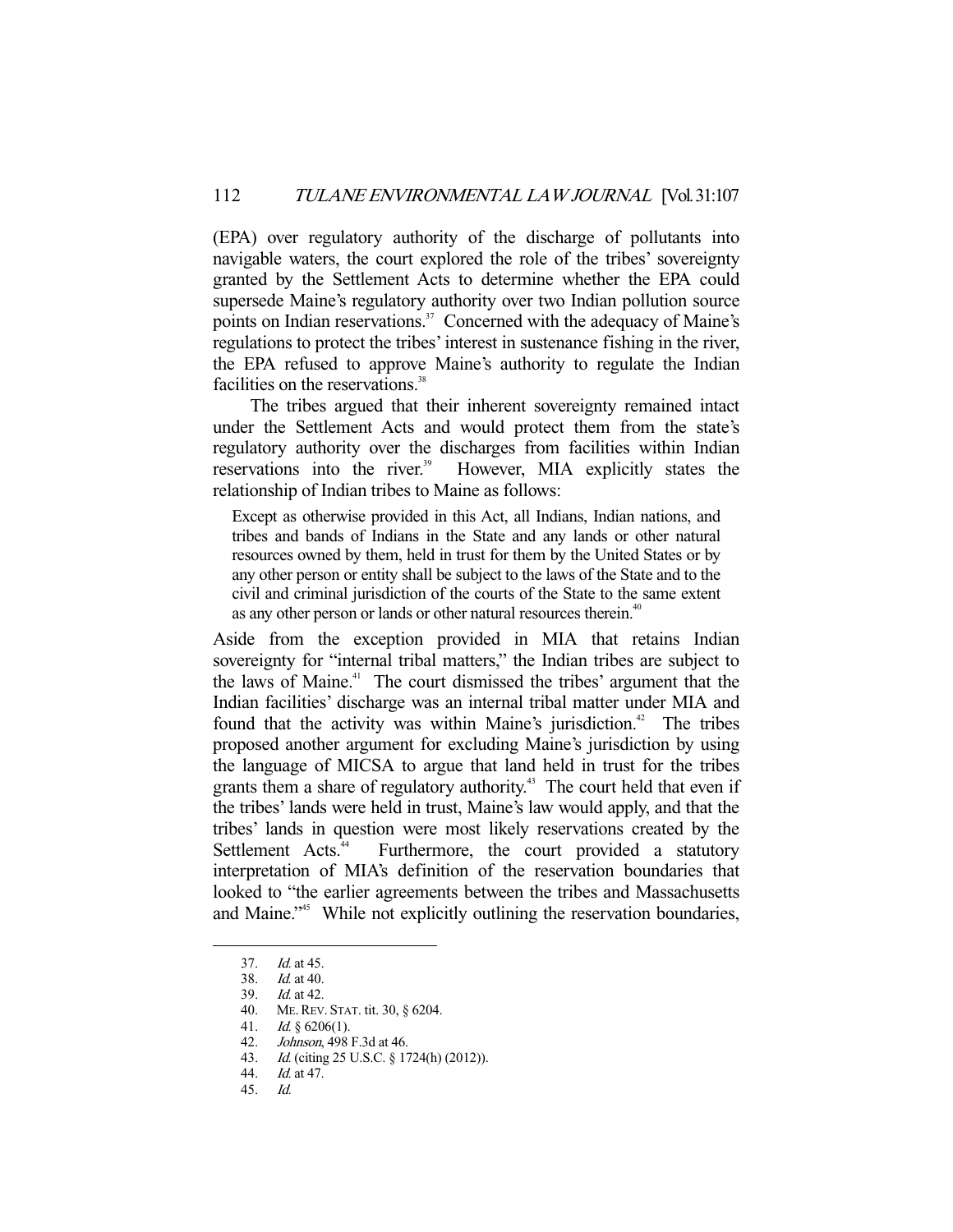(EPA) over regulatory authority of the discharge of pollutants into navigable waters, the court explored the role of the tribes' sovereignty granted by the Settlement Acts to determine whether the EPA could supersede Maine's regulatory authority over two Indian pollution source points on Indian reservations.[37] Concerned with the adequacy of Maine's regulations to protect the tribes' interest in sustenance fishing in the river, the EPA refused to approve Maine's authority to regulate the Indian facilities on the reservations.[38]

The tribes argued that their inherent sovereignty remained intact under the Settlement Acts and would protect them from the state's regulatory authority over the discharges from facilities within Indian reservations into the river.[39] However, MIA explicitly states the relationship of Indian tribes to Maine as follows:

> Except as otherwise provided in this Act, all Indians, Indian nations, and tribes and bands of Indians in the State and any lands or other natural resources owned by them, held in trust for them by the United States or by any other person or entity shall be subject to the laws of the State and to the civil and criminal jurisdiction of the courts of the State to the same extent as any other person or lands or other natural resources therein.[40]

Aside from the exception provided in MIA that retains Indian sovereignty for "internal tribal matters," the Indian tribes are subject to the laws of Maine.[41] The court dismissed the tribes' argument that the Indian facilities' discharge was an internal tribal matter under MIA and found that the activity was within Maine's jurisdiction.[42] The tribes proposed another argument for excluding Maine's jurisdiction by using the language of MICSA to argue that land held in trust for the tribes grants them a share of regulatory authority.[43] The court held that even if the tribes' lands were held in trust, Maine's law would apply, and that the tribes' lands in question were most likely reservations created by the Settlement Acts.[44] Furthermore, the court provided a statutory interpretation of MIA's definition of the reservation boundaries that looked to "the earlier agreements between the tribes and Massachusetts and Maine."[45] While not explicitly outlining the reservation boundaries,

---

37. *Id.* at 45.
38. *Id.* at 40.
39. *Id.* at 42.
40. ME. REV. STAT. tit. 30, § 6204.
41. *Id.* § 6206(1).
42. *Johnson*, 498 F.3d at 46.
43. *Id.* (citing 25 U.S.C. § 1724(h) (2012)).
44. *Id.* at 47.
45. *Id.*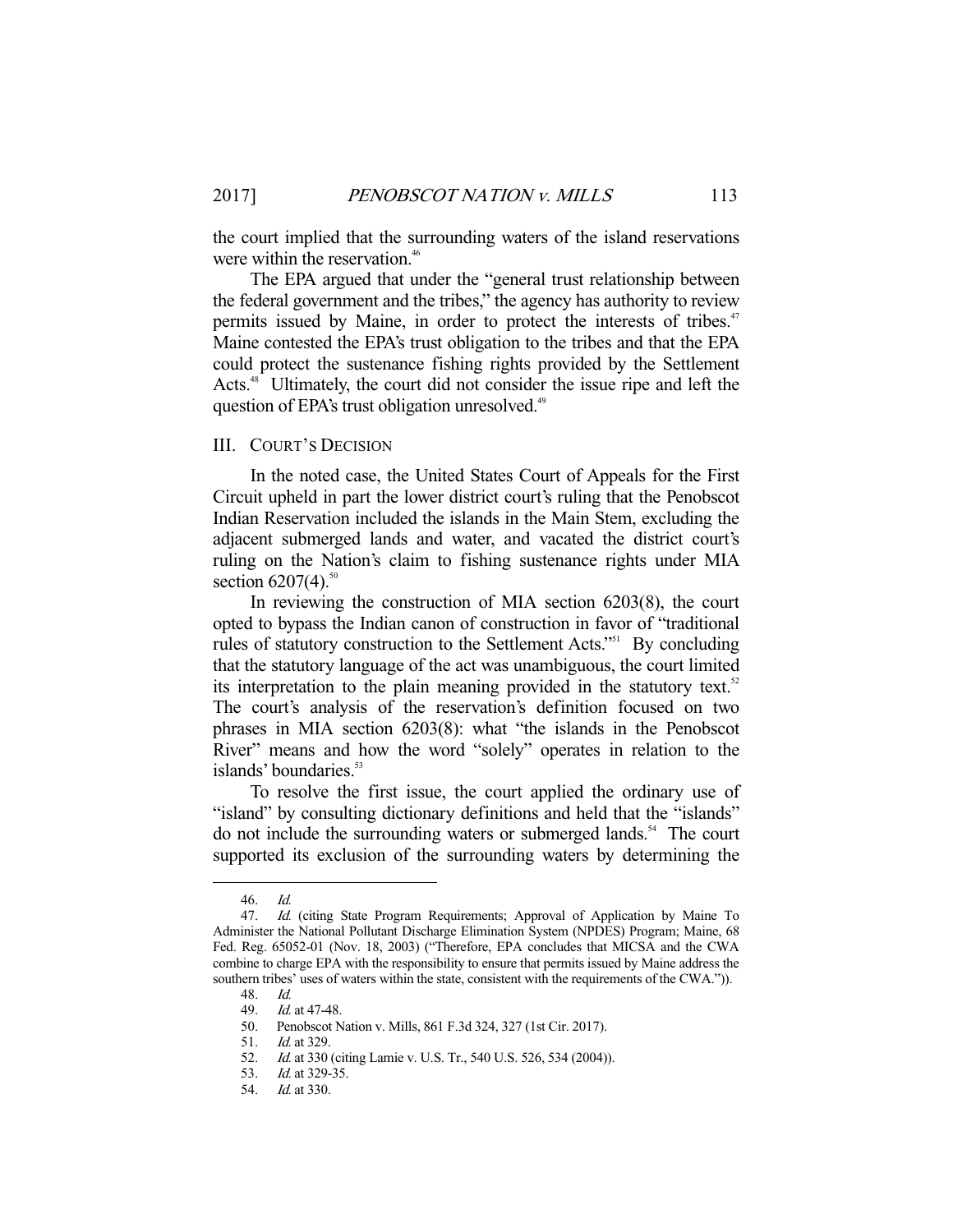the court implied that the surrounding waters of the island reservations were within the reservation.[46]

The EPA argued that under the "general trust relationship between the federal government and the tribes," the agency has authority to review permits issued by Maine, in order to protect the interests of tribes.[47] Maine contested the EPA's trust obligation to the tribes and that the EPA could protect the sustenance fishing rights provided by the Settlement Acts.[48] Ultimately, the court did not consider the issue ripe and left the question of EPA's trust obligation unresolved.[49]

## III. COURT'S DECISION

In the noted case, the United States Court of Appeals for the First Circuit upheld in part the lower district court's ruling that the Penobscot Indian Reservation included the islands in the Main Stem, excluding the adjacent submerged lands and water, and vacated the district court's ruling on the Nation's claim to fishing sustenance rights under MIA section 6207(4).[50]

In reviewing the construction of MIA section 6203(8), the court opted to bypass the Indian canon of construction in favor of "traditional rules of statutory construction to the Settlement Acts."[51] By concluding that the statutory language of the act was unambiguous, the court limited its interpretation to the plain meaning provided in the statutory text.[52] The court's analysis of the reservation's definition focused on two phrases in MIA section 6203(8): what "the islands in the Penobscot River" means and how the word "solely" operates in relation to the islands' boundaries.[53]

To resolve the first issue, the court applied the ordinary use of "island" by consulting dictionary definitions and held that the "islands" do not include the surrounding waters or submerged lands.[54] The court supported its exclusion of the surrounding waters by determining the

---

46. *Id.*

47. *Id.* (citing State Program Requirements; Approval of Application by Maine To Administer the National Pollutant Discharge Elimination System (NPDES) Program; Maine, 68 Fed. Reg. 65052-01 (Nov. 18, 2003) ("Therefore, EPA concludes that MICSA and the CWA combine to charge EPA with the responsibility to ensure that permits issued by Maine address the southern tribes' uses of waters within the state, consistent with the requirements of the CWA.")).

48. *Id.*

49. *Id.* at 47-48.

50. Penobscot Nation v. Mills, 861 F.3d 324, 327 (1st Cir. 2017).

51. *Id.* at 329.

52. *Id.* at 330 (citing Lamie v. U.S. Tr., 540 U.S. 526, 534 (2004)).

53. *Id.* at 329-35.

54. *Id.* at 330.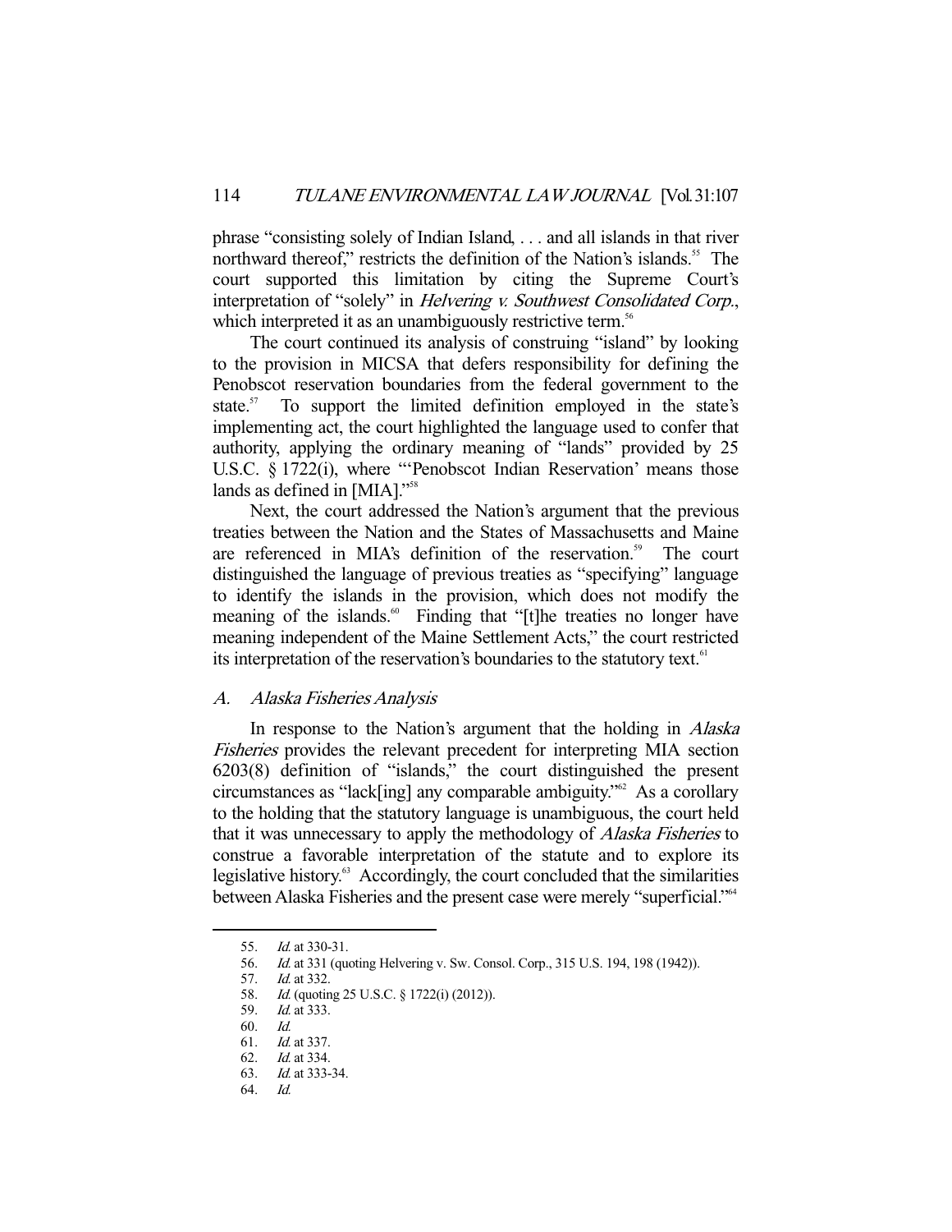phrase "consisting solely of Indian Island, . . . and all islands in that river northward thereof," restricts the definition of the Nation's islands.[55] The court supported this limitation by citing the Supreme Court's interpretation of "solely" in *Helvering v. Southwest Consolidated Corp.*, which interpreted it as an unambiguously restrictive term.[56]

The court continued its analysis of construing "island" by looking to the provision in MICSA that defers responsibility for defining the Penobscot reservation boundaries from the federal government to the state.[57] To support the limited definition employed in the state's implementing act, the court highlighted the language used to confer that authority, applying the ordinary meaning of "lands" provided by 25 U.S.C. § 1722(i), where "'Penobscot Indian Reservation' means those lands as defined in [MIA]."[58]

Next, the court addressed the Nation's argument that the previous treaties between the Nation and the States of Massachusetts and Maine are referenced in MIA's definition of the reservation.[59] The court distinguished the language of previous treaties as "specifying" language to identify the islands in the provision, which does not modify the meaning of the islands.[60] Finding that "[t]he treaties no longer have meaning independent of the Maine Settlement Acts," the court restricted its interpretation of the reservation's boundaries to the statutory text.[61]

### A. *Alaska Fisheries Analysis*

In response to the Nation's argument that the holding in *Alaska Fisheries* provides the relevant precedent for interpreting MIA section 6203(8) definition of "islands," the court distinguished the present circumstances as "lack[ing] any comparable ambiguity."[62] As a corollary to the holding that the statutory language is unambiguous, the court held that it was unnecessary to apply the methodology of *Alaska Fisheries* to construe a favorable interpretation of the statute and to explore its legislative history.[63] Accordingly, the court concluded that the similarities between Alaska Fisheries and the present case were merely "superficial."[64]

---

55. *Id.* at 330-31.
56. *Id.* at 331 (quoting Helvering v. Sw. Consol. Corp., 315 U.S. 194, 198 (1942)).
57. *Id.* at 332.
58. *Id.* (quoting 25 U.S.C. § 1722(i) (2012)).
59. *Id.* at 333.
60. *Id.*
61. *Id.* at 337.
62. *Id.* at 334.
63. *Id.* at 333-34.
64. *Id.*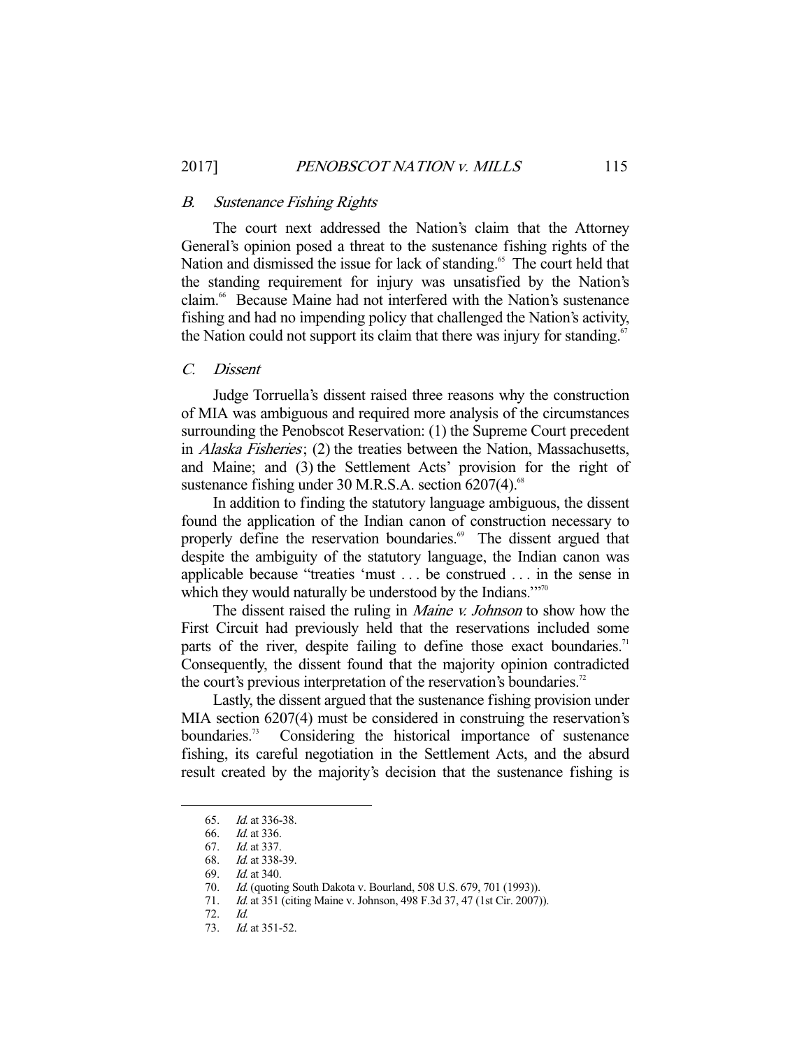### *B. Sustenance Fishing Rights*

The court next addressed the Nation's claim that the Attorney General's opinion posed a threat to the sustenance fishing rights of the Nation and dismissed the issue for lack of standing.[65] The court held that the standing requirement for injury was unsatisfied by the Nation's claim.[66] Because Maine had not interfered with the Nation's sustenance fishing and had no impending policy that challenged the Nation's activity, the Nation could not support its claim that there was injury for standing.[67]

### *C. Dissent*

Judge Torruella's dissent raised three reasons why the construction of MIA was ambiguous and required more analysis of the circumstances surrounding the Penobscot Reservation: (1) the Supreme Court precedent in *Alaska Fisheries*; (2) the treaties between the Nation, Massachusetts, and Maine; and (3) the Settlement Acts' provision for the right of sustenance fishing under 30 M.R.S.A. section 6207(4).[68]

In addition to finding the statutory language ambiguous, the dissent found the application of the Indian canon of construction necessary to properly define the reservation boundaries.[69] The dissent argued that despite the ambiguity of the statutory language, the Indian canon was applicable because "treaties 'must . . . be construed . . . in the sense in which they would naturally be understood by the Indians.'"[70]

The dissent raised the ruling in *Maine v. Johnson* to show how the First Circuit had previously held that the reservations included some parts of the river, despite failing to define those exact boundaries.[71] Consequently, the dissent found that the majority opinion contradicted the court's previous interpretation of the reservation's boundaries.[72]

Lastly, the dissent argued that the sustenance fishing provision under MIA section 6207(4) must be considered in construing the reservation's boundaries.[73] Considering the historical importance of sustenance fishing, its careful negotiation in the Settlement Acts, and the absurd result created by the majority's decision that the sustenance fishing is

---

65. *Id.* at 336-38.
66. *Id.* at 336.
67. *Id.* at 337.
68. *Id.* at 338-39.
69. *Id.* at 340.
70. *Id.* (quoting South Dakota v. Bourland, 508 U.S. 679, 701 (1993)).
71. *Id.* at 351 (citing Maine v. Johnson, 498 F.3d 37, 47 (1st Cir. 2007)).
72. *Id.*
73. *Id.* at 351-52.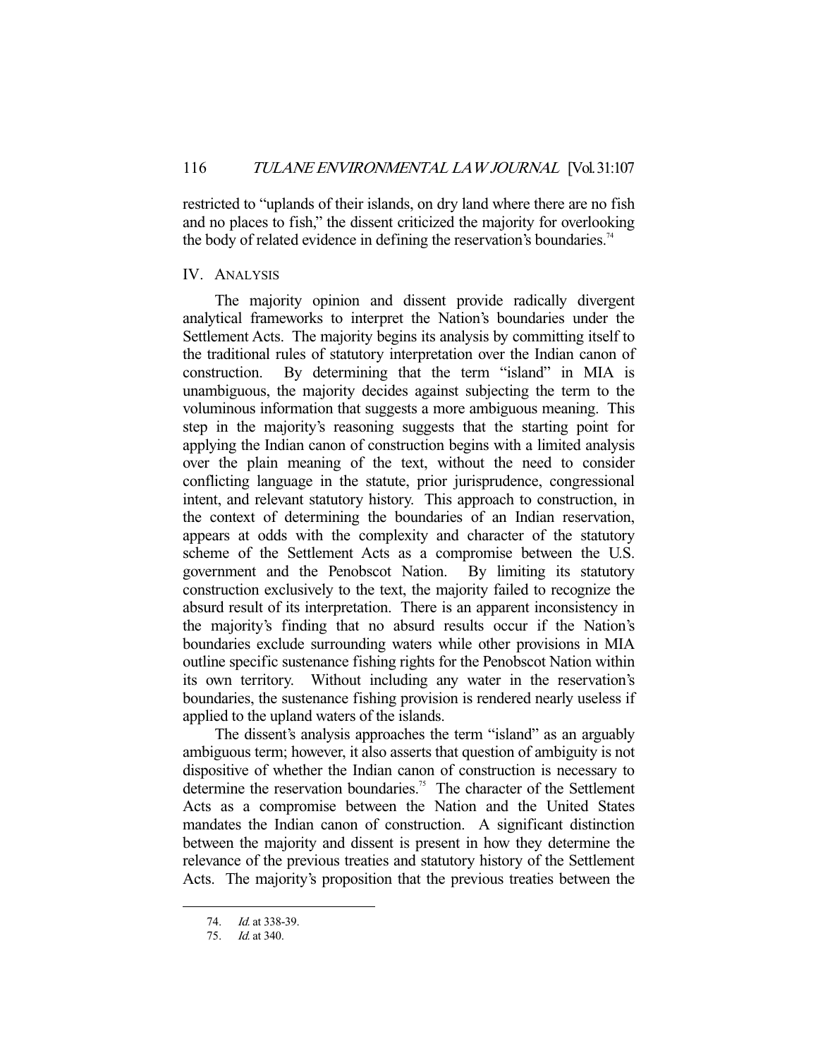restricted to "uplands of their islands, on dry land where there are no fish and no places to fish," the dissent criticized the majority for overlooking the body of related evidence in defining the reservation's boundaries.[74]

## IV. ANALYSIS

The majority opinion and dissent provide radically divergent analytical frameworks to interpret the Nation's boundaries under the Settlement Acts. The majority begins its analysis by committing itself to the traditional rules of statutory interpretation over the Indian canon of construction. By determining that the term "island" in MIA is unambiguous, the majority decides against subjecting the term to the voluminous information that suggests a more ambiguous meaning. This step in the majority's reasoning suggests that the starting point for applying the Indian canon of construction begins with a limited analysis over the plain meaning of the text, without the need to consider conflicting language in the statute, prior jurisprudence, congressional intent, and relevant statutory history. This approach to construction, in the context of determining the boundaries of an Indian reservation, appears at odds with the complexity and character of the statutory scheme of the Settlement Acts as a compromise between the U.S. government and the Penobscot Nation. By limiting its statutory construction exclusively to the text, the majority failed to recognize the absurd result of its interpretation. There is an apparent inconsistency in the majority's finding that no absurd results occur if the Nation's boundaries exclude surrounding waters while other provisions in MIA outline specific sustenance fishing rights for the Penobscot Nation within its own territory. Without including any water in the reservation's boundaries, the sustenance fishing provision is rendered nearly useless if applied to the upland waters of the islands.

The dissent's analysis approaches the term "island" as an arguably ambiguous term; however, it also asserts that question of ambiguity is not dispositive of whether the Indian canon of construction is necessary to determine the reservation boundaries.[75] The character of the Settlement Acts as a compromise between the Nation and the United States mandates the Indian canon of construction. A significant distinction between the majority and dissent is present in how they determine the relevance of the previous treaties and statutory history of the Settlement Acts. The majority's proposition that the previous treaties between the

---

74. *Id.* at 338-39.

75. *Id.* at 340.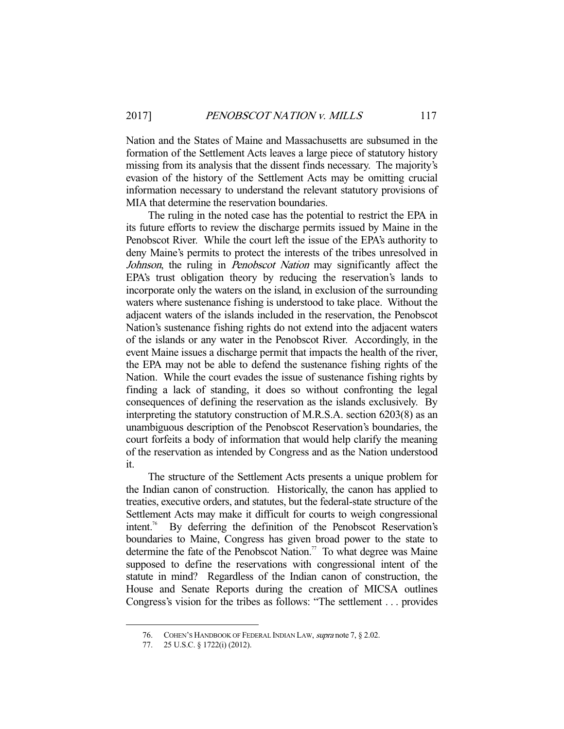Nation and the States of Maine and Massachusetts are subsumed in the formation of the Settlement Acts leaves a large piece of statutory history missing from its analysis that the dissent finds necessary. The majority's evasion of the history of the Settlement Acts may be omitting crucial information necessary to understand the relevant statutory provisions of MIA that determine the reservation boundaries.

The ruling in the noted case has the potential to restrict the EPA in its future efforts to review the discharge permits issued by Maine in the Penobscot River. While the court left the issue of the EPA's authority to deny Maine's permits to protect the interests of the tribes unresolved in *Johnson*, the ruling in *Penobscot Nation* may significantly affect the EPA's trust obligation theory by reducing the reservation's lands to incorporate only the waters on the island, in exclusion of the surrounding waters where sustenance fishing is understood to take place. Without the adjacent waters of the islands included in the reservation, the Penobscot Nation's sustenance fishing rights do not extend into the adjacent waters of the islands or any water in the Penobscot River. Accordingly, in the event Maine issues a discharge permit that impacts the health of the river, the EPA may not be able to defend the sustenance fishing rights of the Nation. While the court evades the issue of sustenance fishing rights by finding a lack of standing, it does so without confronting the legal consequences of defining the reservation as the islands exclusively. By interpreting the statutory construction of M.R.S.A. section 6203(8) as an unambiguous description of the Penobscot Reservation's boundaries, the court forfeits a body of information that would help clarify the meaning of the reservation as intended by Congress and as the Nation understood it.

The structure of the Settlement Acts presents a unique problem for the Indian canon of construction. Historically, the canon has applied to treaties, executive orders, and statutes, but the federal-state structure of the Settlement Acts may make it difficult for courts to weigh congressional intent.[76] By deferring the definition of the Penobscot Reservation's boundaries to Maine, Congress has given broad power to the state to determine the fate of the Penobscot Nation.[77] To what degree was Maine supposed to define the reservations with congressional intent of the statute in mind? Regardless of the Indian canon of construction, the House and Senate Reports during the creation of MICSA outlines Congress's vision for the tribes as follows: "The settlement . . . provides

---

76. COHEN'S HANDBOOK OF FEDERAL INDIAN LAW, *supra* note 7, § 2.02.

77. 25 U.S.C. § 1722(i) (2012).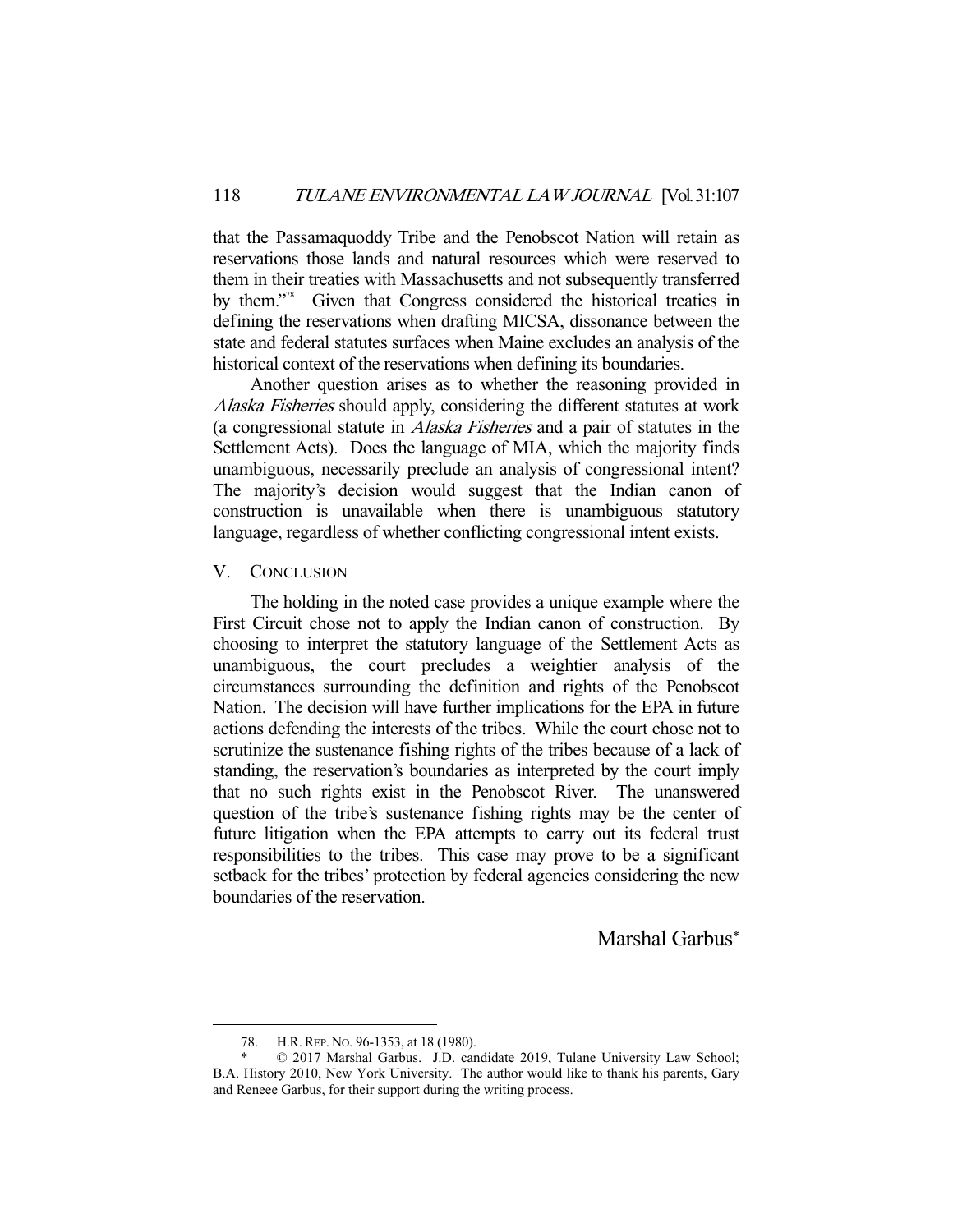that the Passamaquoddy Tribe and the Penobscot Nation will retain as reservations those lands and natural resources which were reserved to them in their treaties with Massachusetts and not subsequently transferred by them."[78] Given that Congress considered the historical treaties in defining the reservations when drafting MICSA, dissonance between the state and federal statutes surfaces when Maine excludes an analysis of the historical context of the reservations when defining its boundaries.

Another question arises as to whether the reasoning provided in *Alaska Fisheries* should apply, considering the different statutes at work (a congressional statute in *Alaska Fisheries* and a pair of statutes in the Settlement Acts). Does the language of MIA, which the majority finds unambiguous, necessarily preclude an analysis of congressional intent? The majority's decision would suggest that the Indian canon of construction is unavailable when there is unambiguous statutory language, regardless of whether conflicting congressional intent exists.

## V. Conclusion

The holding in the noted case provides a unique example where the First Circuit chose not to apply the Indian canon of construction. By choosing to interpret the statutory language of the Settlement Acts as unambiguous, the court precludes a weightier analysis of the circumstances surrounding the definition and rights of the Penobscot Nation. The decision will have further implications for the EPA in future actions defending the interests of the tribes. While the court chose not to scrutinize the sustenance fishing rights of the tribes because of a lack of standing, the reservation's boundaries as interpreted by the court imply that no such rights exist in the Penobscot River. The unanswered question of the tribe's sustenance fishing rights may be the center of future litigation when the EPA attempts to carry out its federal trust responsibilities to the tribes. This case may prove to be a significant setback for the tribes' protection by federal agencies considering the new boundaries of the reservation.

Marshal Garbus*

---

78. H.R. Rep. No. 96-1353, at 18 (1980).

\* © 2017 Marshal Garbus. J.D. candidate 2019, Tulane University Law School; B.A. History 2010, New York University. The author would like to thank his parents, Gary and Reneee Garbus, for their support during the writing process.